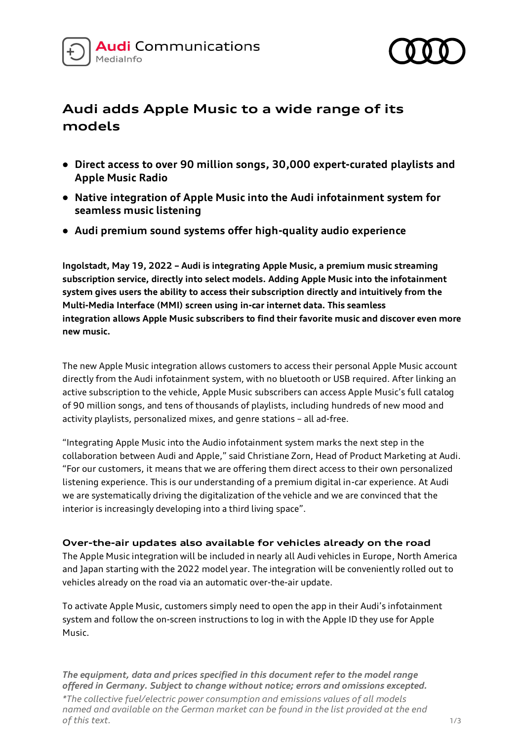Audi Communications
MediaInfo

# Audi adds Apple Music to a wide range of its models

- **Direct access to over 90 million songs, 30,000 expert-curated playlists and Apple Music Radio**
- **Native integration of Apple Music into the Audi infotainment system for seamless music listening**
- **Audi premium sound systems offer high-quality audio experience**

**Ingolstadt, May 19, 2022 – Audi is integrating Apple Music, a premium music streaming subscription service, directly into select models. Adding Apple Music into the infotainment system gives users the ability to access their subscription directly and intuitively from the Multi-Media Interface (MMI) screen using in-car internet data. This seamless integration allows Apple Music subscribers to find their favorite music and discover even more new music.**

The new Apple Music integration allows customers to access their personal Apple Music account directly from the Audi infotainment system, with no bluetooth or USB required. After linking an active subscription to the vehicle, Apple Music subscribers can access Apple Music's full catalog of 90 million songs, and tens of thousands of playlists, including hundreds of new mood and activity playlists, personalized mixes, and genre stations – all ad-free.

"Integrating Apple Music into the Audio infotainment system marks the next step in the collaboration between Audi and Apple," said Christiane Zorn, Head of Product Marketing at Audi. "For our customers, it means that we are offering them direct access to their own personalized listening experience. This is our understanding of a premium digital in-car experience. At Audi we are systematically driving the digitalization of the vehicle and we are convinced that the interior is increasingly developing into a third living space".

### Over-the-air updates also available for vehicles already on the road

The Apple Music integration will be included in nearly all Audi vehicles in Europe, North America and Japan starting with the 2022 model year. The integration will be conveniently rolled out to vehicles already on the road via an automatic over-the-air update.

To activate Apple Music, customers simply need to open the app in their Audi's infotainment system and follow the on-screen instructions to log in with the Apple ID they use for Apple Music.

***The equipment, data and prices specified in this document refer to the model range offered in Germany. Subject to change without notice; errors and omissions excepted.***

*\*The collective fuel/electric power consumption and emissions values of all models named and available on the German market can be found in the list provided at the end of this text.*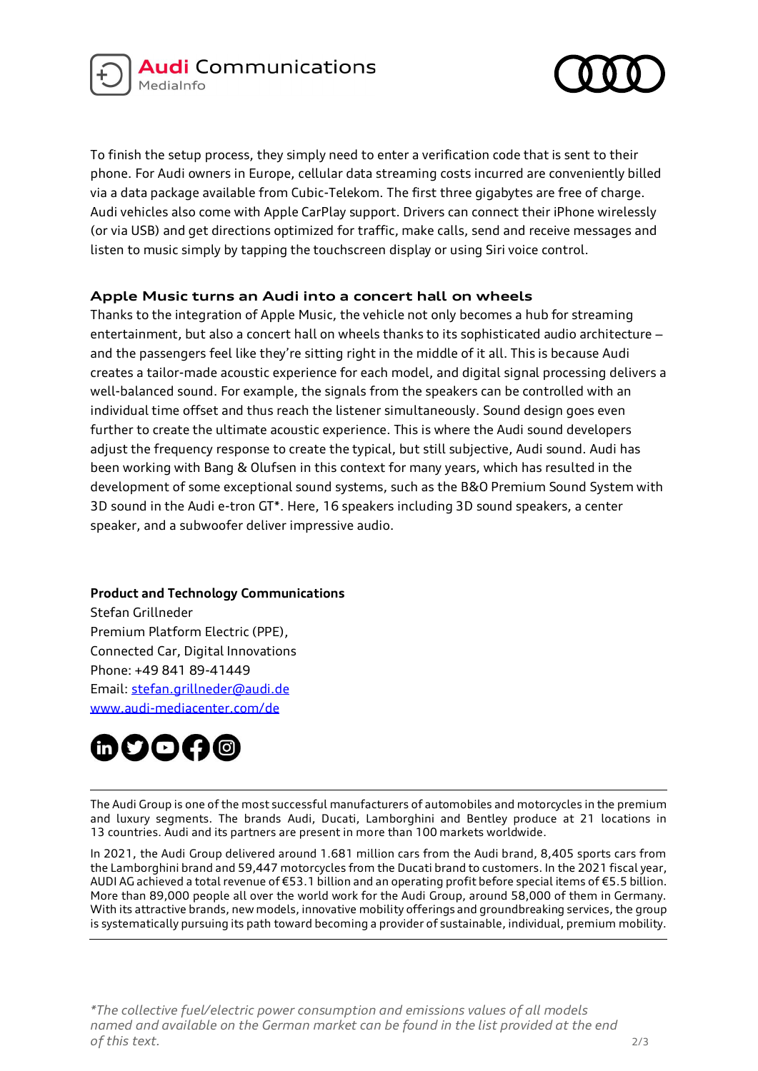To finish the setup process, they simply need to enter a verification code that is sent to their phone. For Audi owners in Europe, cellular data streaming costs incurred are conveniently billed via a data package available from Cubic-Telekom. The first three gigabytes are free of charge. Audi vehicles also come with Apple CarPlay support. Drivers can connect their iPhone wirelessly (or via USB) and get directions optimized for traffic, make calls, send and receive messages and listen to music simply by tapping the touchscreen display or using Siri voice control.

## Apple Music turns an Audi into a concert hall on wheels

Thanks to the integration of Apple Music, the vehicle not only becomes a hub for streaming entertainment, but also a concert hall on wheels thanks to its sophisticated audio architecture – and the passengers feel like they're sitting right in the middle of it all. This is because Audi creates a tailor-made acoustic experience for each model, and digital signal processing delivers a well-balanced sound. For example, the signals from the speakers can be controlled with an individual time offset and thus reach the listener simultaneously. Sound design goes even further to create the ultimate acoustic experience. This is where the Audi sound developers adjust the frequency response to create the typical, but still subjective, Audi sound. Audi has been working with Bang & Olufsen in this context for many years, which has resulted in the development of some exceptional sound systems, such as the B&O Premium Sound System with 3D sound in the Audi e-tron GT*. Here, 16 speakers including 3D sound speakers, a center speaker, and a subwoofer deliver impressive audio.

**Product and Technology Communications**
Stefan Grillneder
Premium Platform Electric (PPE),
Connected Car, Digital Innovations
Phone: +49 841 89-41449
Email: stefan.grillneder@audi.de
www.audi-mediacenter.com/de

---

The Audi Group is one of the most successful manufacturers of automobiles and motorcycles in the premium and luxury segments. The brands Audi, Ducati, Lamborghini and Bentley produce at 21 locations in 13 countries. Audi and its partners are present in more than 100 markets worldwide.

In 2021, the Audi Group delivered around 1.681 million cars from the Audi brand, 8,405 sports cars from the Lamborghini brand and 59,447 motorcycles from the Ducati brand to customers. In the 2021 fiscal year, AUDI AG achieved a total revenue of €53.1 billion and an operating profit before special items of €5.5 billion. More than 89,000 people all over the world work for the Audi Group, around 58,000 of them in Germany. With its attractive brands, new models, innovative mobility offerings and groundbreaking services, the group is systematically pursuing its path toward becoming a provider of sustainable, individual, premium mobility.

---

*\*The collective fuel/electric power consumption and emissions values of all models named and available on the German market can be found in the list provided at the end of this text.*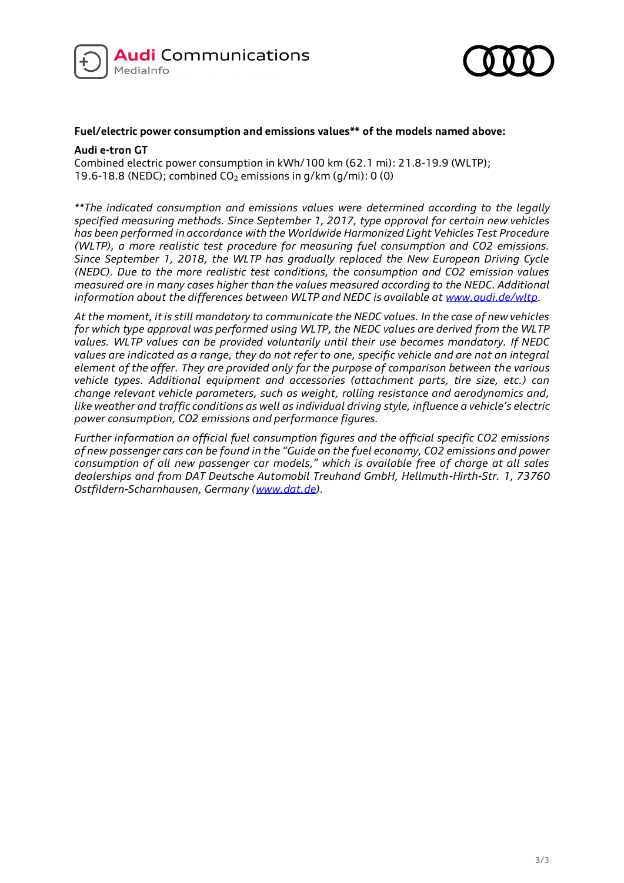**Fuel/electric power consumption and emissions values** of the models named above:**

**Audi e-tron GT**
Combined electric power consumption in kWh/100 km (62.1 mi): 21.8-19.9 (WLTP); 19.6-18.8 (NEDC); combined $CO_2$ emissions in g/km (g/mi): 0 (0)

*\*\*The indicated consumption and emissions values were determined according to the legally specified measuring methods. Since September 1, 2017, type approval for certain new vehicles has been performed in accordance with the Worldwide Harmonized Light Vehicles Test Procedure (WLTP), a more realistic test procedure for measuring fuel consumption and CO2 emissions. Since September 1, 2018, the WLTP has gradually replaced the New European Driving Cycle (NEDC). Due to the more realistic test conditions, the consumption and CO2 emission values measured are in many cases higher than the values measured according to the NEDC. Additional information about the differences between WLTP and NEDC is available at [www.audi.de/wltp](http://www.audi.de/wltp).*

*At the moment, it is still mandatory to communicate the NEDC values. In the case of new vehicles for which type approval was performed using WLTP, the NEDC values are derived from the WLTP values. WLTP values can be provided voluntarily until their use becomes mandatory. If NEDC values are indicated as a range, they do not refer to one, specific vehicle and are not an integral element of the offer. They are provided only for the purpose of comparison between the various vehicle types. Additional equipment and accessories (attachment parts, tire size, etc.) can change relevant vehicle parameters, such as weight, rolling resistance and aerodynamics and, like weather and traffic conditions as well as individual driving style, influence a vehicle's electric power consumption, CO2 emissions and performance figures.*

*Further information on official fuel consumption figures and the official specific CO2 emissions of new passenger cars can be found in the "Guide on the fuel economy, CO2 emissions and power consumption of all new passenger car models," which is available free of charge at all sales dealerships and from DAT Deutsche Automobil Treuhand GmbH, Hellmuth-Hirth-Str. 1, 73760 Ostfildern-Scharnhausen, Germany ([www.dat.de](http://www.dat.de)).*